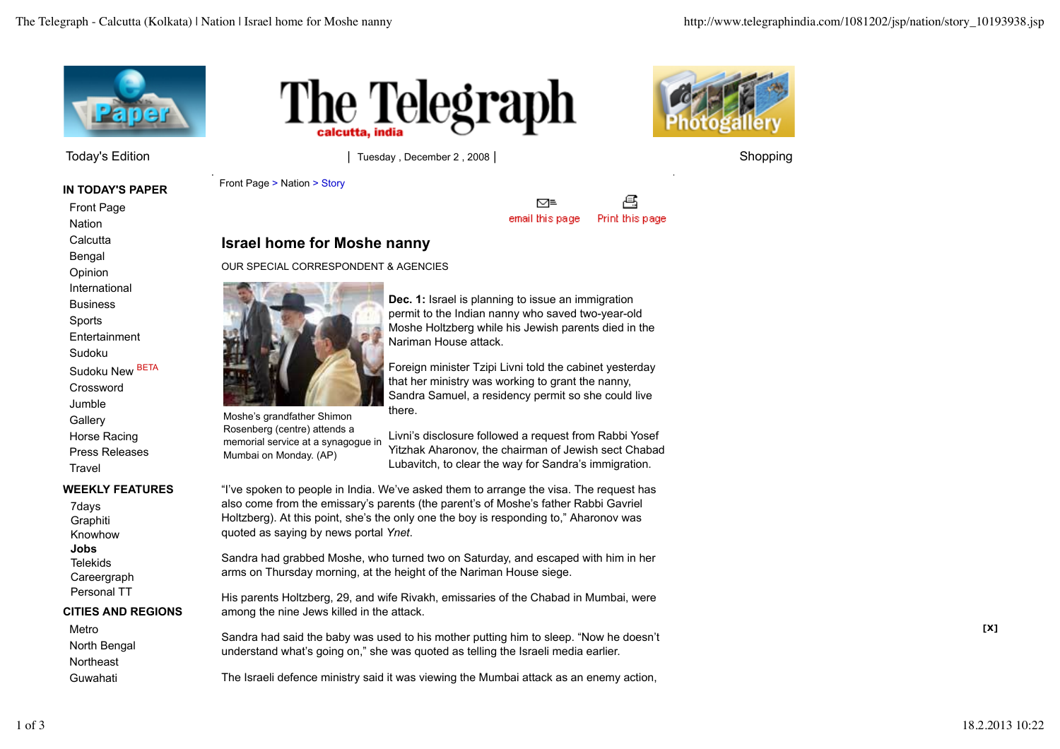Today's Edition | Tuesday , December 2 , 2008 | Shopping

**IN TODAY'S PAPER**

- Front Page
- Nation
- Calcutta
- Bengal
- Opinion
- International
- Business
- Sports
- Entertainment
- Sudoku
- Sudoku New BETA
- Crossword
- Jumble
- Gallery
- Horse Racing
- Press Releases
- Travel

**WEEKLY FEATURES**

- 7days
- Graphiti
- Knowhow
- **Jobs**
- Telekids
- Careergraph
- Personal TT

**CITIES AND REGIONS**

- Metro
- North Bengal
- Northeast
- Guwahati

Front Page > Nation > Story

email this page | Print this page

# Israel home for Moshe nanny

OUR SPECIAL CORRESPONDENT & AGENCIES

Moshe's grandfather Shimon Rosenberg (centre) attends a memorial service at a synagogue in Mumbai on Monday. (AP)

**Dec. 1:** Israel is planning to issue an immigration permit to the Indian nanny who saved two-year-old Moshe Holtzberg while his Jewish parents died in the Nariman House attack.

Foreign minister Tzipi Livni told the cabinet yesterday that her ministry was working to grant the nanny, Sandra Samuel, a residency permit so she could live there.

Livni's disclosure followed a request from Rabbi Yosef Yitzhak Aharonov, the chairman of Jewish sect Chabad Lubavitch, to clear the way for Sandra's immigration.

"I've spoken to people in India. We've asked them to arrange the visa. The request has also come from the emissary's parents (the parent's of Moshe's father Rabbi Gavriel Holtzberg). At this point, she's the only one the boy is responding to," Aharonov was quoted as saying by news portal *Ynet*.

Sandra had grabbed Moshe, who turned two on Saturday, and escaped with him in her arms on Thursday morning, at the height of the Nariman House siege.

His parents Holtzberg, 29, and wife Rivakh, emissaries of the Chabad in Mumbai, were among the nine Jews killed in the attack.

Sandra had said the baby was used to his mother putting him to sleep. "Now he doesn't understand what's going on," she was quoted as telling the Israeli media earlier.

The Israeli defence ministry said it was viewing the Mumbai attack as an enemy action,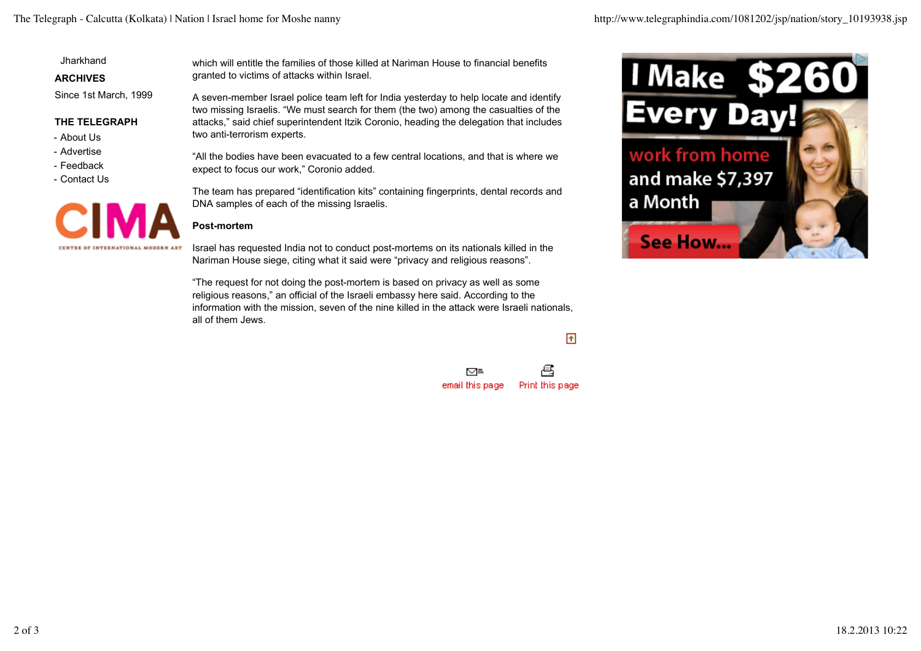which will entitle the families of those killed at Nariman House to financial benefits granted to victims of attacks within Israel.

A seven-member Israel police team left for India yesterday to help locate and identify two missing Israelis. "We must search for them (the two) among the casualties of the attacks," said chief superintendent Itzik Coronio, heading the delegation that includes two anti-terrorism experts.

"All the bodies have been evacuated to a few central locations, and that is where we expect to focus our work," Coronio added.

The team has prepared "identification kits" containing fingerprints, dental records and DNA samples of each of the missing Israelis.

**Post-mortem**

Israel has requested India not to conduct post-mortems on its nationals killed in the Nariman House siege, citing what it said were "privacy and religious reasons".

"The request for not doing the post-mortem is based on privacy as well as some religious reasons," an official of the Israeli embassy here said. According to the information with the mission, seven of the nine killed in the attack were Israeli nationals, all of them Jews.